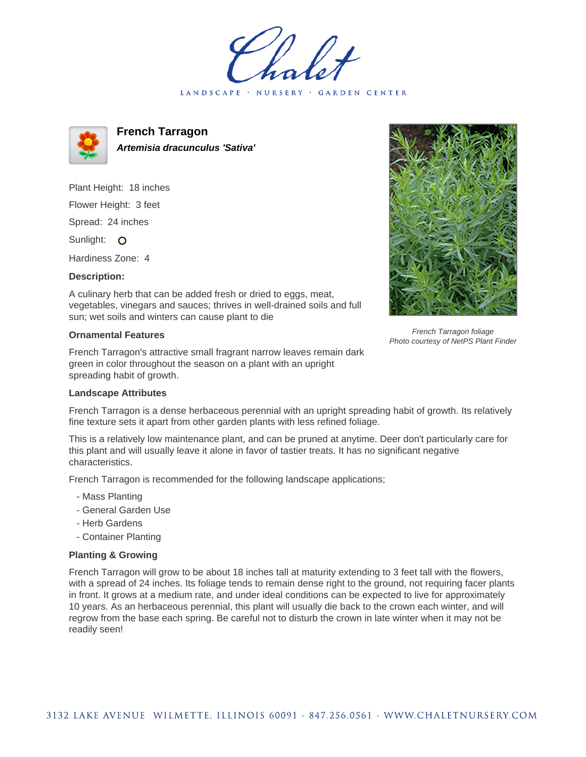# French Tarragon

***Artemisia dracunculus 'Sativa'***

Plant Height: 18 inches

Flower Height: 3 feet

Spread: 24 inches

Sunlight: O

Hardiness Zone: 4

**Description:**

A culinary herb that can be added fresh or dried to eggs, meat, vegetables, vinegars and sauces; thrives in well-drained soils and full sun; wet soils and winters can cause plant to die

*French Tarragon foliage*
*Photo courtesy of NetPS Plant Finder*

### Ornamental Features

French Tarragon's attractive small fragrant narrow leaves remain dark green in color throughout the season on a plant with an upright spreading habit of growth.

### Landscape Attributes

French Tarragon is a dense herbaceous perennial with an upright spreading habit of growth. Its relatively fine texture sets it apart from other garden plants with less refined foliage.

This is a relatively low maintenance plant, and can be pruned at anytime. Deer don't particularly care for this plant and will usually leave it alone in favor of tastier treats. It has no significant negative characteristics.

French Tarragon is recommended for the following landscape applications;

- Mass Planting
- General Garden Use
- Herb Gardens
- Container Planting

### Planting & Growing

French Tarragon will grow to be about 18 inches tall at maturity extending to 3 feet tall with the flowers, with a spread of 24 inches. Its foliage tends to remain dense right to the ground, not requiring facer plants in front. It grows at a medium rate, and under ideal conditions can be expected to live for approximately 10 years. As an herbaceous perennial, this plant will usually die back to the crown each winter, and will regrow from the base each spring. Be careful not to disturb the crown in late winter when it may not be readily seen!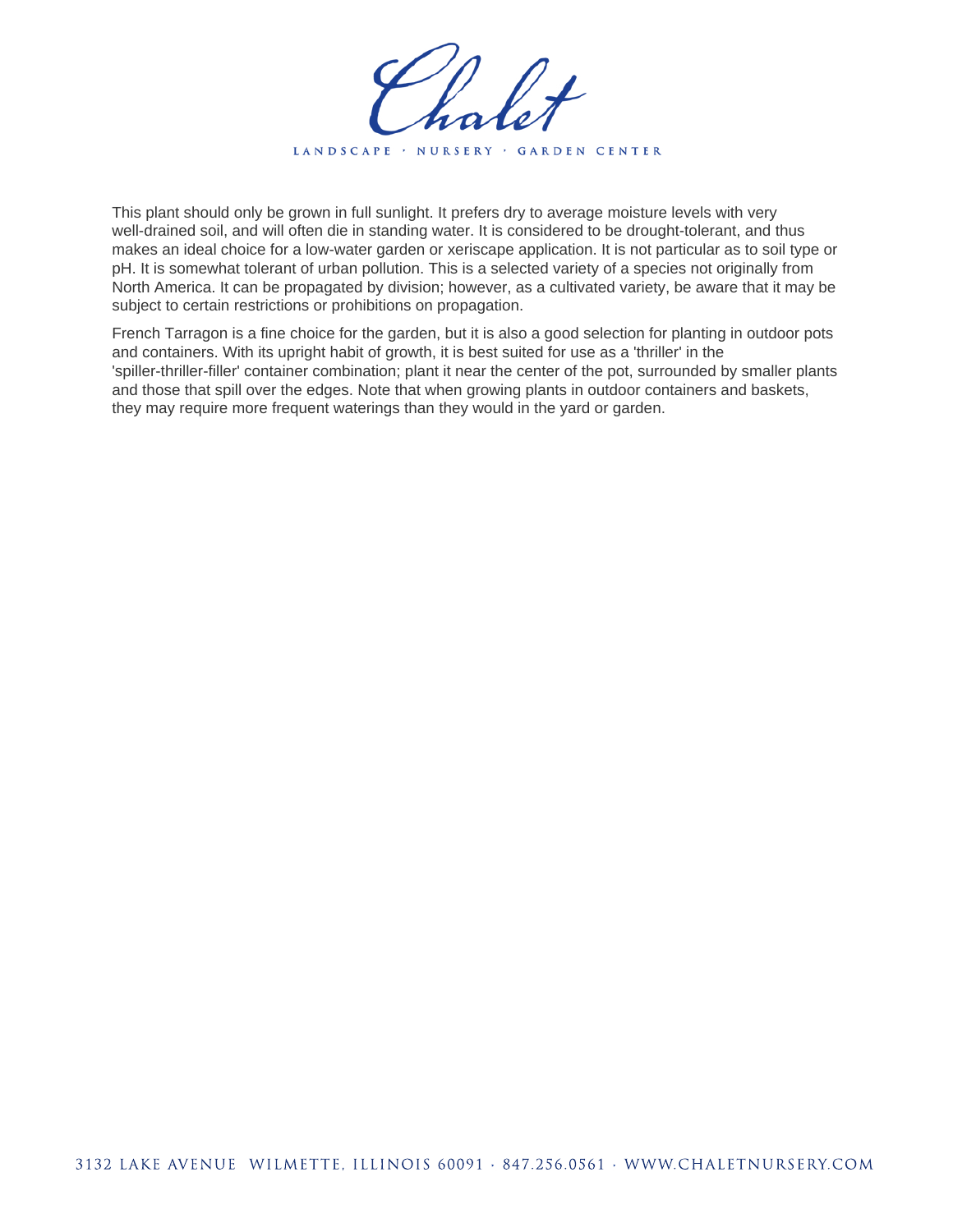This plant should only be grown in full sunlight. It prefers dry to average moisture levels with very well-drained soil, and will often die in standing water. It is considered to be drought-tolerant, and thus makes an ideal choice for a low-water garden or xeriscape application. It is not particular as to soil type or pH. It is somewhat tolerant of urban pollution. This is a selected variety of a species not originally from North America. It can be propagated by division; however, as a cultivated variety, be aware that it may be subject to certain restrictions or prohibitions on propagation.

French Tarragon is a fine choice for the garden, but it is also a good selection for planting in outdoor pots and containers. With its upright habit of growth, it is best suited for use as a 'thriller' in the 'spiller-thriller-filler' container combination; plant it near the center of the pot, surrounded by smaller plants and those that spill over the edges. Note that when growing plants in outdoor containers and baskets, they may require more frequent waterings than they would in the yard or garden.